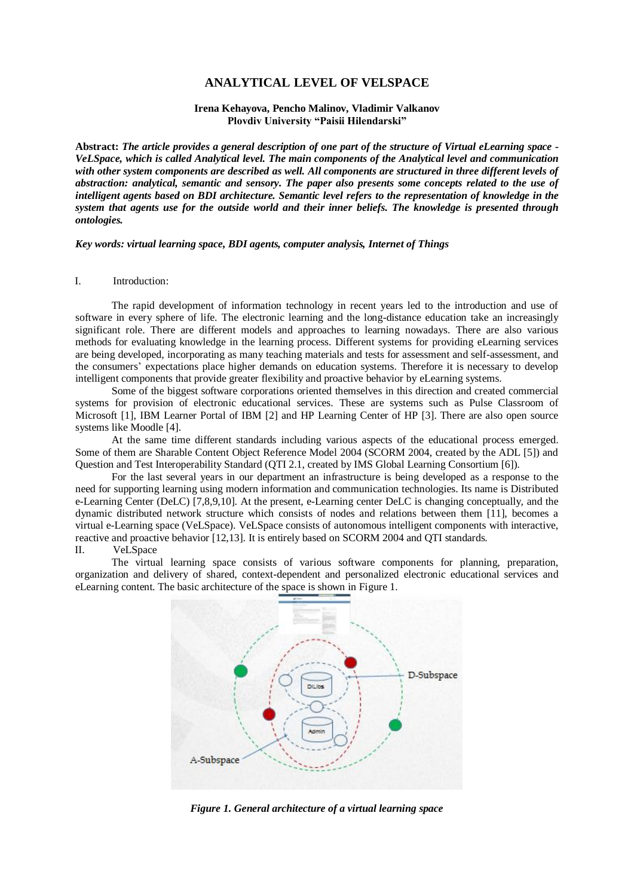# ANALYTICAL LEVEL OF VELSPACE

**Irena Kehayova, Pencho Malinov, Vladimir Valkanov**
**Plovdiv University "Paisii Hilendarski"**

**Abstract:** ***The article provides a general description of one part of the structure of Virtual eLearning space - VeLSpace, which is called Analytical level. The main components of the Analytical level and communication with other system components are described as well. All components are structured in three different levels of abstraction: analytical, semantic and sensory. The paper also presents some concepts related to the use of intelligent agents based on BDI architecture. Semantic level refers to the representation of knowledge in the system that agents use for the outside world and their inner beliefs. The knowledge is presented through ontologies.***

***Key words: virtual learning space, BDI agents, computer analysis, Internet of Things***

## I. Introduction:

The rapid development of information technology in recent years led to the introduction and use of software in every sphere of life. The electronic learning and the long-distance education take an increasingly significant role. There are different models and approaches to learning nowadays. There are also various methods for evaluating knowledge in the learning process. Different systems for providing eLearning services are being developed, incorporating as many teaching materials and tests for assessment and self-assessment, and the consumers' expectations place higher demands on education systems. Therefore it is necessary to develop intelligent components that provide greater flexibility and proactive behavior by eLearning systems.

Some of the biggest software corporations oriented themselves in this direction and created commercial systems for provision of electronic educational services. These are systems such as Pulse Classroom of Microsoft [1], IBM Learner Portal of IBM [2] and HP Learning Center of HP [3]. There are also open source systems like Moodle [4].

At the same time different standards including various aspects of the educational process emerged. Some of them are Sharable Content Object Reference Model 2004 (SCORM 2004, created by the ADL [5]) and Question and Test Interoperability Standard (QTI 2.1, created by IMS Global Learning Consortium [6]).

For the last several years in our department an infrastructure is being developed as a response to the need for supporting learning using modern information and communication technologies. Its name is Distributed e-Learning Center (DeLC) [7,8,9,10]. At the present, e-Learning center DeLC is changing conceptually, and the dynamic distributed network structure which consists of nodes and relations between them [11], becomes a virtual e-Learning space (VeLSpace). VeLSpace consists of autonomous intelligent components with interactive, reactive and proactive behavior [12,13]. It is entirely based on SCORM 2004 and QTI standards.

## II. VeLSpace

The virtual learning space consists of various software components for planning, preparation, organization and delivery of shared, context-dependent and personalized electronic educational services and eLearning content. The basic architecture of the space is shown in Figure 1.

*Figure 1. General architecture of a virtual learning space*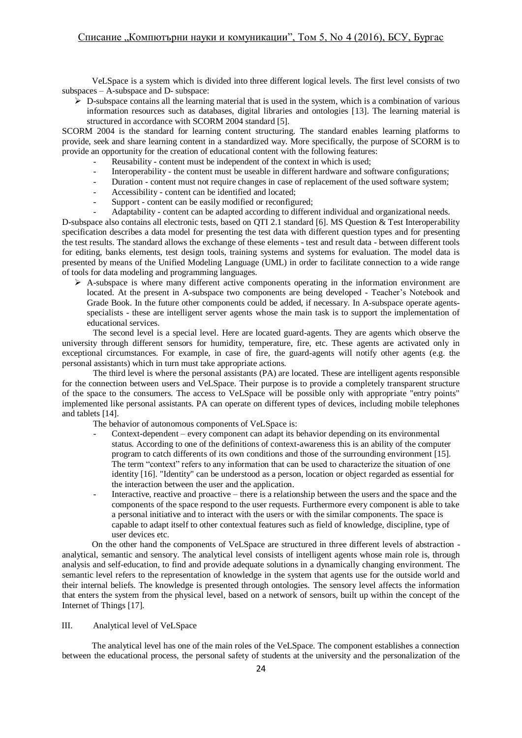VeLSpace is a system which is divided into three different logical levels. The first level consists of two subspaces – A-subspace and D- subspace:

- D-subspace contains all the learning material that is used in the system, which is a combination of various information resources such as databases, digital libraries and ontologies [13]. The learning material is structured in accordance with SCORM 2004 standard [5].

SCORM 2004 is the standard for learning content structuring. The standard enables learning platforms to provide, seek and share learning content in a standardized way. More specifically, the purpose of SCORM is to provide an opportunity for the creation of educational content with the following features:

- Reusability - content must be independent of the context in which is used;
- Interoperability - the content must be useable in different hardware and software configurations;
- Duration - content must not require changes in case of replacement of the used software system;
- Accessibility - content can be identified and located;
- Support - content can be easily modified or reconfigured;
- Adaptability - content can be adapted according to different individual and organizational needs.

D-subspace also contains all electronic tests, based on QTI 2.1 standard [6]. MS Question & Test Interoperability specification describes a data model for presenting the test data with different question types and for presenting the test results. The standard allows the exchange of these elements - test and result data - between different tools for editing, banks elements, test design tools, training systems and systems for evaluation. The model data is presented by means of the Unified Modeling Language (UML) in order to facilitate connection to a wide range of tools for data modeling and programming languages.

- A-subspace is where many different active components operating in the information environment are located. At the present in A-subspace two components are being developed - Teacher's Notebook and Grade Book. In the future other components could be added, if necessary. In A-subspace operate agents-specialists - these are intelligent server agents whose the main task is to support the implementation of educational services.

The second level is a special level. Here are located guard-agents. They are agents which observe the university through different sensors for humidity, temperature, fire, etc. These agents are activated only in exceptional circumstances. For example, in case of fire, the guard-agents will notify other agents (e.g. the personal assistants) which in turn must take appropriate actions.

The third level is where the personal assistants (PA) are located. These are intelligent agents responsible for the connection between users and VeLSpace. Their purpose is to provide a completely transparent structure of the space to the consumers. The access to VeLSpace will be possible only with appropriate "entry points" implemented like personal assistants. PA can operate on different types of devices, including mobile telephones and tablets [14].

The behavior of autonomous components of VeLSpace is:

- Context-dependent – every component can adapt its behavior depending on its environmental status. According to one of the definitions of context-awareness this is an ability of the computer program to catch differents of its own conditions and those of the surrounding environment [15]. The term "context" refers to any information that can be used to characterize the situation of one identity [16]. "Identity" can be understood as a person, location or object regarded as essential for the interaction between the user and the application.
- Interactive, reactive and proactive – there is a relationship between the users and the space and the components of the space respond to the user requests. Furthermore every component is able to take a personal initiative and to interact with the users or with the similar components. The space is capable to adapt itself to other contextual features such as field of knowledge, discipline, type of user devices etc.

On the other hand the components of VeLSpace are structured in three different levels of abstraction - analytical, semantic and sensory. The analytical level consists of intelligent agents whose main role is, through analysis and self-education, to find and provide adequate solutions in a dynamically changing environment. The semantic level refers to the representation of knowledge in the system that agents use for the outside world and their internal beliefs. The knowledge is presented through ontologies. The sensory level affects the information that enters the system from the physical level, based on a network of sensors, built up within the concept of the Internet of Things [17].

## III. Analytical level of VeLSpace

The analytical level has one of the main roles of the VeLSpace. The component establishes a connection between the educational process, the personal safety of students at the university and the personalization of the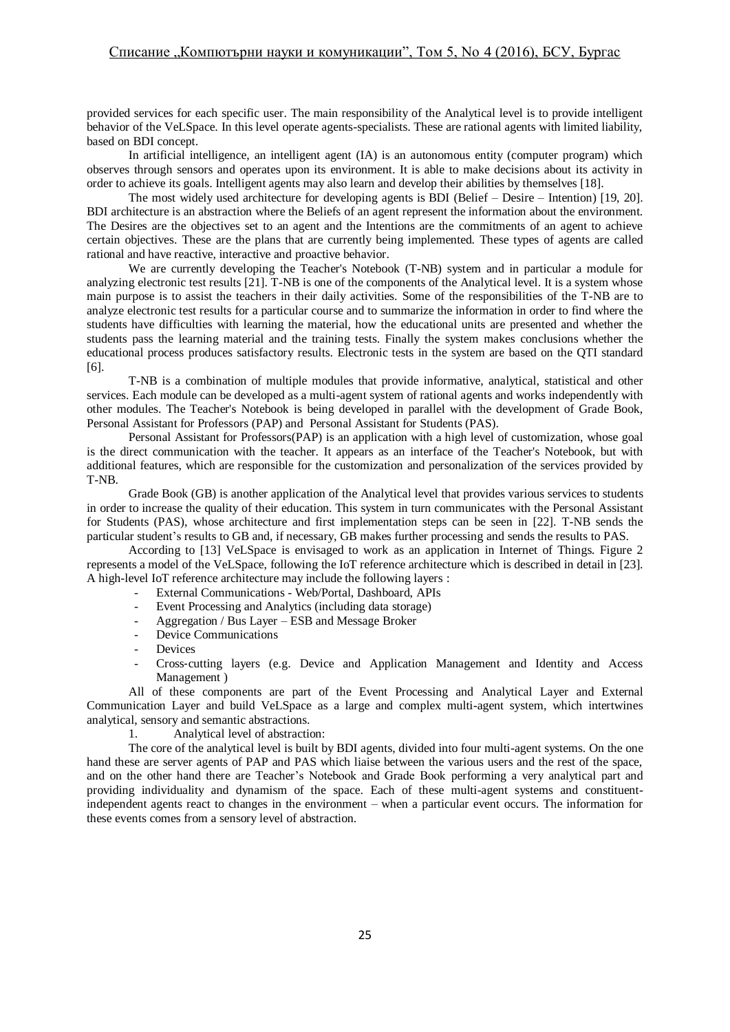provided services for each specific user. The main responsibility of the Analytical level is to provide intelligent behavior of the VeLSpace. In this level operate agents-specialists. These are rational agents with limited liability, based on BDI concept.

In artificial intelligence, an intelligent agent (IA) is an autonomous entity (computer program) which observes through sensors and operates upon its environment. It is able to make decisions about its activity in order to achieve its goals. Intelligent agents may also learn and develop their abilities by themselves [18].

The most widely used architecture for developing agents is BDI (Belief – Desire – Intention) [19, 20]. BDI architecture is an abstraction where the Beliefs of an agent represent the information about the environment. The Desires are the objectives set to an agent and the Intentions are the commitments of an agent to achieve certain objectives. These are the plans that are currently being implemented. These types of agents are called rational and have reactive, interactive and proactive behavior.

We are currently developing the Teacher's Notebook (T-NB) system and in particular a module for analyzing electronic test results [21]. T-NB is one of the components of the Analytical level. It is a system whose main purpose is to assist the teachers in their daily activities. Some of the responsibilities of the T-NB are to analyze electronic test results for a particular course and to summarize the information in order to find where the students have difficulties with learning the material, how the educational units are presented and whether the students pass the learning material and the training tests. Finally the system makes conclusions whether the educational process produces satisfactory results. Electronic tests in the system are based on the QTI standard [6].

T-NB is a combination of multiple modules that provide informative, analytical, statistical and other services. Each module can be developed as a multi-agent system of rational agents and works independently with other modules. The Teacher's Notebook is being developed in parallel with the development of Grade Book, Personal Assistant for Professors (PAP) and Personal Assistant for Students (PAS).

Personal Assistant for Professors(PAP) is an application with a high level of customization, whose goal is the direct communication with the teacher. It appears as an interface of the Teacher's Notebook, but with additional features, which are responsible for the customization and personalization of the services provided by T-NB.

Grade Book (GB) is another application of the Analytical level that provides various services to students in order to increase the quality of their education. This system in turn communicates with the Personal Assistant for Students (PAS), whose architecture and first implementation steps can be seen in [22]. T-NB sends the particular student's results to GB and, if necessary, GB makes further processing and sends the results to PAS.

According to [13] VeLSpace is envisaged to work as an application in Internet of Things. Figure 2 represents a model of the VeLSpace, following the IoT reference architecture which is described in detail in [23]. A high-level IoT reference architecture may include the following layers :

- External Communications - Web/Portal, Dashboard, APIs
- Event Processing and Analytics (including data storage)
- Aggregation / Bus Layer – ESB and Message Broker
- Device Communications
- Devices
- Cross-cutting layers (e.g. Device and Application Management and Identity and Access Management )

All of these components are part of the Event Processing and Analytical Layer and External Communication Layer and build VeLSpace as a large and complex multi-agent system, which intertwines analytical, sensory and semantic abstractions.

1. Analytical level of abstraction:

The core of the analytical level is built by BDI agents, divided into four multi-agent systems. On the one hand these are server agents of PAP and PAS which liaise between the various users and the rest of the space, and on the other hand there are Teacher's Notebook and Grade Book performing a very analytical part and providing individuality and dynamism of the space. Each of these multi-agent systems and constituent-independent agents react to changes in the environment – when a particular event occurs. The information for these events comes from a sensory level of abstraction.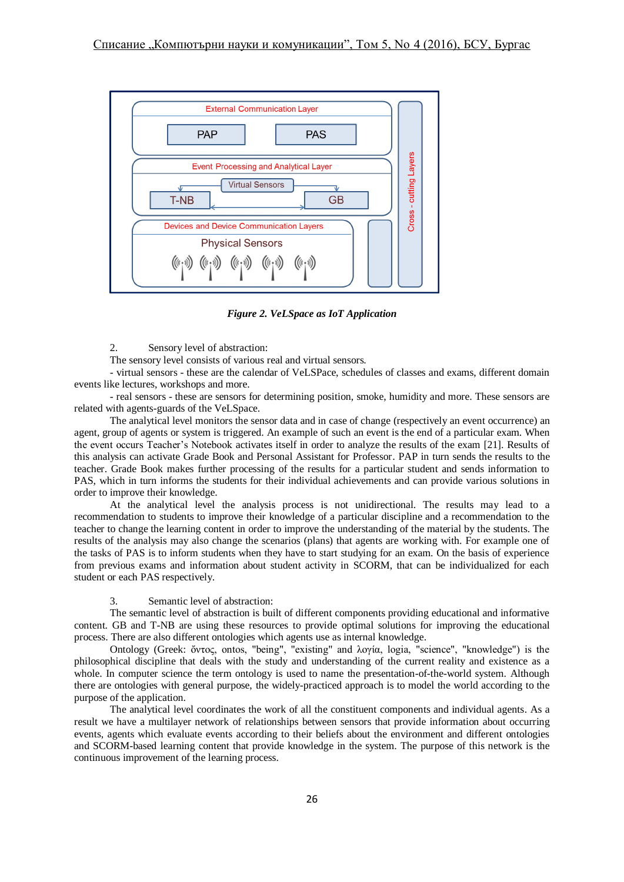*Figure 2. VeLSpace as IoT Application*

2. Sensory level of abstraction:

The sensory level consists of various real and virtual sensors.

- virtual sensors - these are the calendar of VeLSPace, schedules of classes and exams, different domain events like lectures, workshops and more.

- real sensors - these are sensors for determining position, smoke, humidity and more. These sensors are related with agents-guards of the VeLSpace.

The analytical level monitors the sensor data and in case of change (respectively an event occurrence) an agent, group of agents or system is triggered. An example of such an event is the end of a particular exam. When the event occurs Teacher's Notebook activates itself in order to analyze the results of the exam [21]. Results of this analysis can activate Grade Book and Personal Assistant for Professor. PAP in turn sends the results to the teacher. Grade Book makes further processing of the results for a particular student and sends information to PAS, which in turn informs the students for their individual achievements and can provide various solutions in order to improve their knowledge.

At the analytical level the analysis process is not unidirectional. The results may lead to a recommendation to students to improve their knowledge of a particular discipline and a recommendation to the teacher to change the learning content in order to improve the understanding of the material by the students. The results of the analysis may also change the scenarios (plans) that agents are working with. For example one of the tasks of PAS is to inform students when they have to start studying for an exam. On the basis of experience from previous exams and information about student activity in SCORM, that can be individualized for each student or each PAS respectively.

3. Semantic level of abstraction:

The semantic level of abstraction is built of different components providing educational and informative content. GB and T-NB are using these resources to provide optimal solutions for improving the educational process. There are also different ontologies which agents use as internal knowledge.

Ontology (Greek: ὄντος, ontos, "being", "existing" and λογία, logia, "science", "knowledge") is the philosophical discipline that deals with the study and understanding of the current reality and existence as a whole. In computer science the term ontology is used to name the presentation-of-the-world system. Although there are ontologies with general purpose, the widely-practiced approach is to model the world according to the purpose of the application.

The analytical level coordinates the work of all the constituent components and individual agents. As a result we have a multilayer network of relationships between sensors that provide information about occurring events, agents which evaluate events according to their beliefs about the environment and different ontologies and SCORM-based learning content that provide knowledge in the system. The purpose of this network is the continuous improvement of the learning process.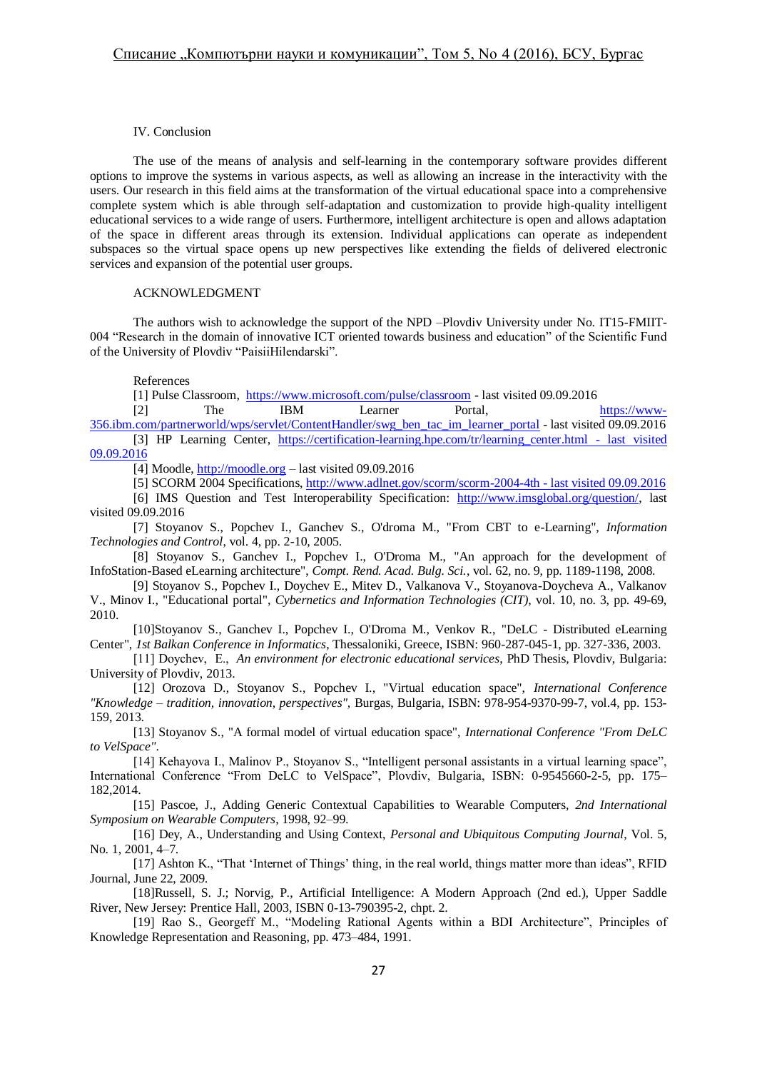## IV. Conclusion

The use of the means of analysis and self-learning in the contemporary software provides different options to improve the systems in various aspects, as well as allowing an increase in the interactivity with the users. Our research in this field aims at the transformation of the virtual educational space into a comprehensive complete system which is able through self-adaptation and customization to provide high-quality intelligent educational services to a wide range of users. Furthermore, intelligent architecture is open and allows adaptation of the space in different areas through its extension. Individual applications can operate as independent subspaces so the virtual space opens up new perspectives like extending the fields of delivered electronic services and expansion of the potential user groups.

## ACKNOWLEDGMENT

The authors wish to acknowledge the support of the NPD –Plovdiv University under No. IT15-FMIIT-004 "Research in the domain of innovative ICT oriented towards business and education" of the Scientific Fund of the University of Plovdiv "PaisiiHilendarski".

## References

[1] Pulse Classroom, https://www.microsoft.com/pulse/classroom - last visited 09.09.2016

[2] The IBM Learner Portal, https://www-356.ibm.com/partnerworld/wps/servlet/ContentHandler/swg_ben_tac_im_learner_portal - last visited 09.09.2016

[3] HP Learning Center, https://certification-learning.hpe.com/tr/learning_center.html - last visited 09.09.2016

[4] Moodle, http://moodle.org – last visited 09.09.2016

[5] SCORM 2004 Specifications, http://www.adlnet.gov/scorm/scorm-2004-4th - last visited 09.09.2016

[6] IMS Question and Test Interoperability Specification: http://www.imsglobal.org/question/, last visited 09.09.2016

[7] Stoyanov S., Popchev I., Ganchev S., O'droma M., "From CBT to e-Learning", *Information Technologies and Control*, vol. 4, pp. 2-10, 2005.

[8] Stoyanov S., Ganchev I., Popchev I., O'Droma M., "An approach for the development of InfoStation-Based eLearning architecture", *Compt. Rend. Acad. Bulg. Sci.*, vol. 62, no. 9, pp. 1189-1198, 2008.

[9] Stoyanov S., Popchev I., Doychev E., Mitev D., Valkanova V., Stoyanova-Doycheva A., Valkanov V., Minov I., "Educational portal", *Cybernetics and Information Technologies (CIT)*, vol. 10, no. 3, pp. 49-69, 2010.

[10]Stoyanov S., Ganchev I., Popchev I., O'Droma M., Venkov R., "DeLC - Distributed eLearning Center", *1st Balkan Conference in Informatics*, Thessaloniki, Greece, ISBN: 960-287-045-1, pp. 327-336, 2003.

[11] Doychev, E., *An environment for electronic educational services*, PhD Thesis, Plovdiv, Bulgaria: University of Plovdiv, 2013.

[12] Orozova D., Stoyanov S., Popchev I., "Virtual education space", *International Conference "Knowledge – tradition, innovation, perspectives"*, Burgas, Bulgaria, ISBN: 978-954-9370-99-7, vol.4, pp. 153-159, 2013.

[13] Stoyanov S., "A formal model of virtual education space", *International Conference "From DeLC to VelSpace"*.

[14] Kehayova I., Malinov P., Stoyanov S., "Intelligent personal assistants in a virtual learning space", International Conference "From DeLC to VelSpace", Plovdiv, Bulgaria, ISBN: 0-9545660-2-5, pp. 175–182,2014.

[15] Pascoe, J., Adding Generic Contextual Capabilities to Wearable Computers, *2nd International Symposium on Wearable Computers*, 1998, 92–99.

[16] Dey, A., Understanding and Using Context, *Personal and Ubiquitous Computing Journal*, Vol. 5, No. 1, 2001, 4–7.

[17] Ashton K., "That 'Internet of Things' thing, in the real world, things matter more than ideas", RFID Journal, June 22, 2009.

[18]Russell, S. J.; Norvig, P., Artificial Intelligence: A Modern Approach (2nd ed.), Upper Saddle River, New Jersey: Prentice Hall, 2003, ISBN 0-13-790395-2, chpt. 2.

[19] Rao S., Georgeff M., "Modeling Rational Agents within a BDI Architecture", Principles of Knowledge Representation and Reasoning, pp. 473–484, 1991.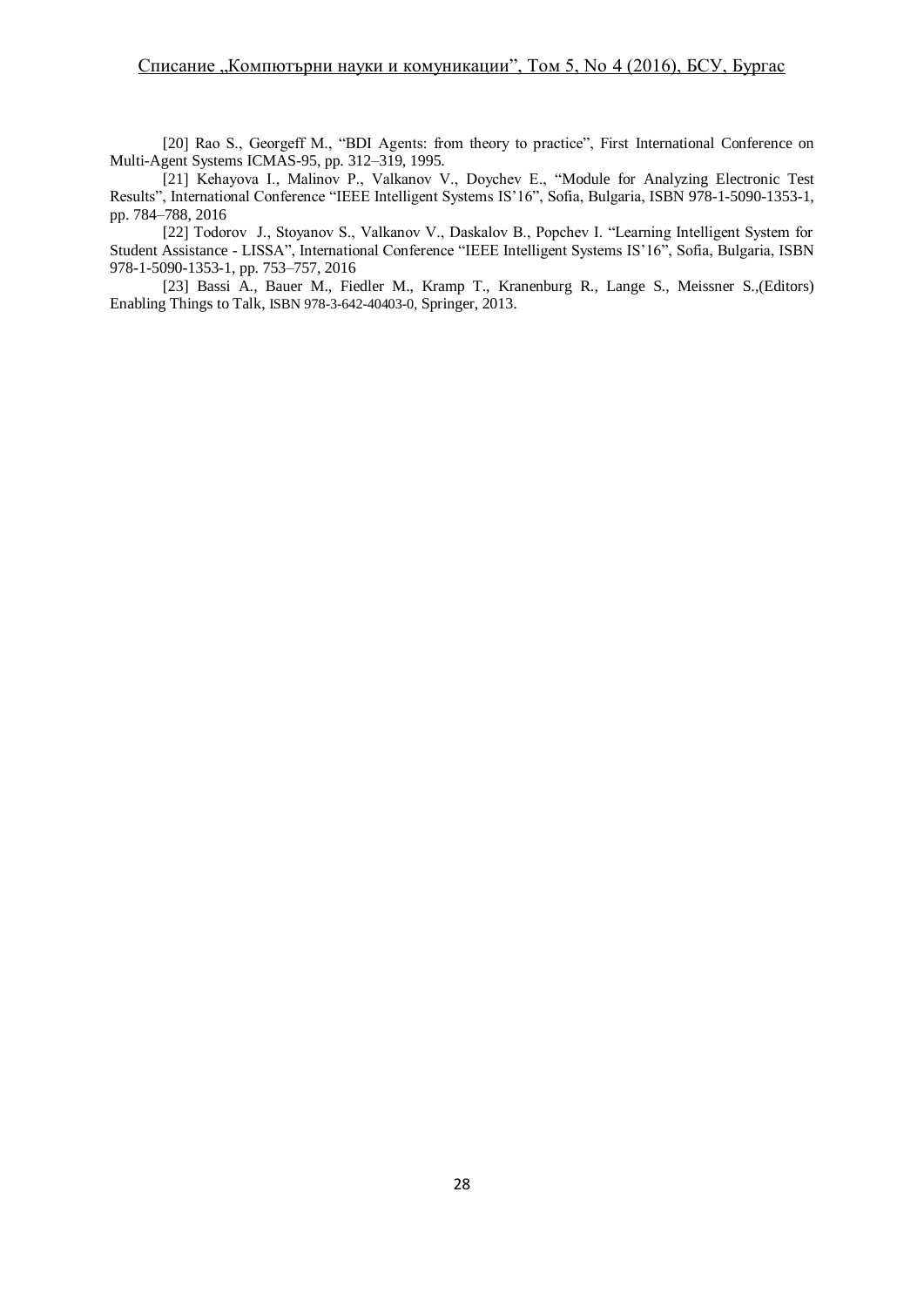[20] Rao S., Georgeff M., "BDI Agents: from theory to practice", First International Conference on Multi-Agent Systems ICMAS-95, pp. 312–319, 1995.

[21] Kehayova I., Malinov P., Valkanov V., Doychev E., "Module for Analyzing Electronic Test Results", International Conference "IEEE Intelligent Systems IS'16", Sofia, Bulgaria, ISBN 978-1-5090-1353-1, pp. 784–788, 2016

[22] Todorov J., Stoyanov S., Valkanov V., Daskalov B., Popchev I. "Learning Intelligent System for Student Assistance - LISSA", International Conference "IEEE Intelligent Systems IS'16", Sofia, Bulgaria, ISBN 978-1-5090-1353-1, pp. 753–757, 2016

[23] Bassi A., Bauer M., Fiedler M., Kramp T., Kranenburg R., Lange S., Meissner S.,(Editors) Enabling Things to Talk, ISBN 978-3-642-40403-0, Springer, 2013.